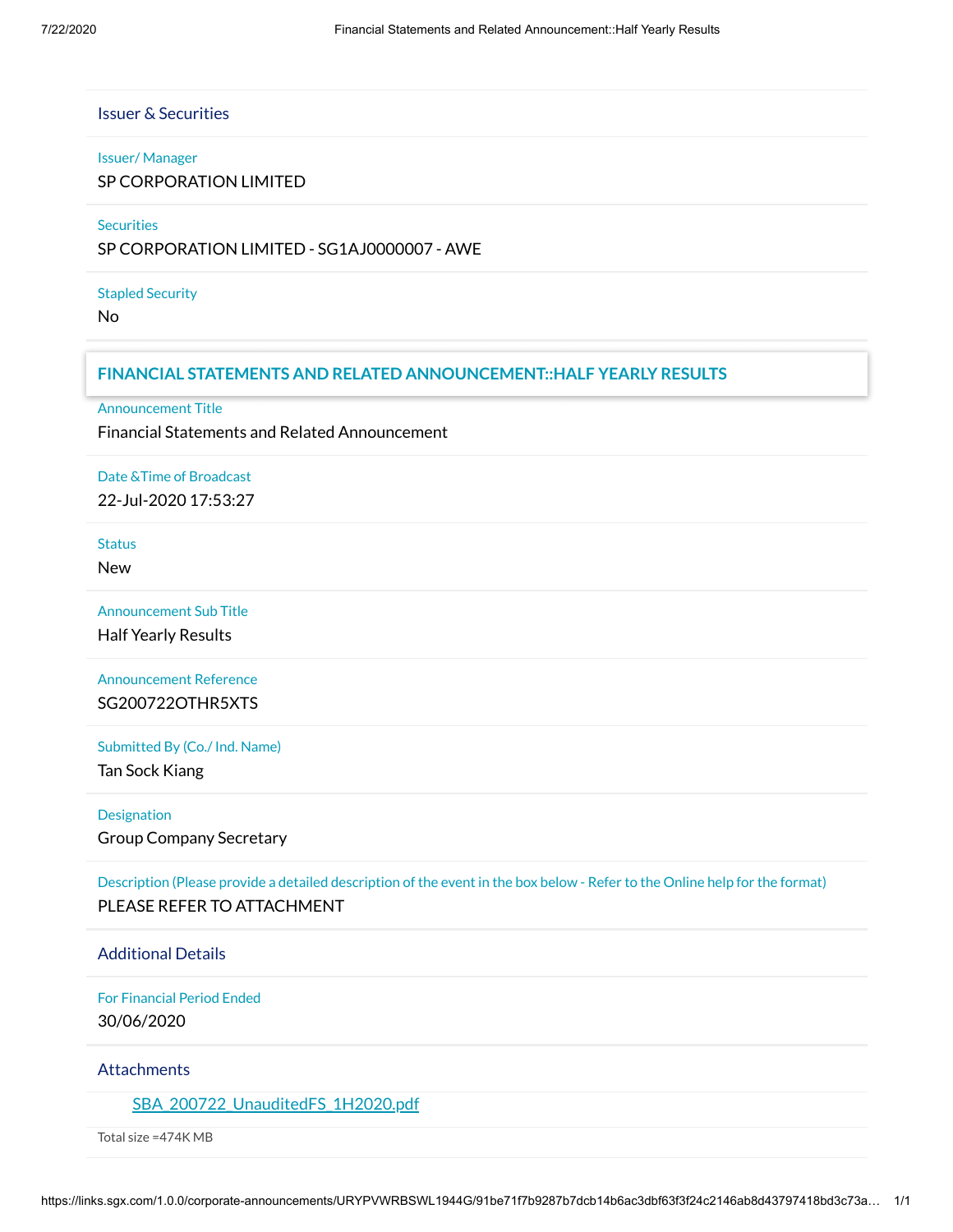## Issuer & Securities

Issuer/ Manager

SP CORPORATION LIMITED

Securities

SP CORPORATION LIMITED - SG1AJ0000007 - AWE

Stapled Security

No

## FINANCIAL STATEMENTS AND RELATED ANNOUNCEMENT::HALF YEARLY RESULTS

Announcement Title

Financial Statements and Related Announcement

Date &Time of Broadcast

22-Jul-2020 17:53:27

Status

New

Announcement Sub Title

Half Yearly Results

Announcement Reference

SG200722OTHR5XTS

Submitted By (Co./ Ind. Name)

Tan Sock Kiang

Designation

Group Company Secretary

Description (Please provide a detailed description of the event in the box below - Refer to the Online help for the format)

PLEASE REFER TO ATTACHMENT

## Additional Details

For Financial Period Ended

30/06/2020

## Attachments

SBA_200722_UnauditedFS_1H2020.pdf

Total size =474K MB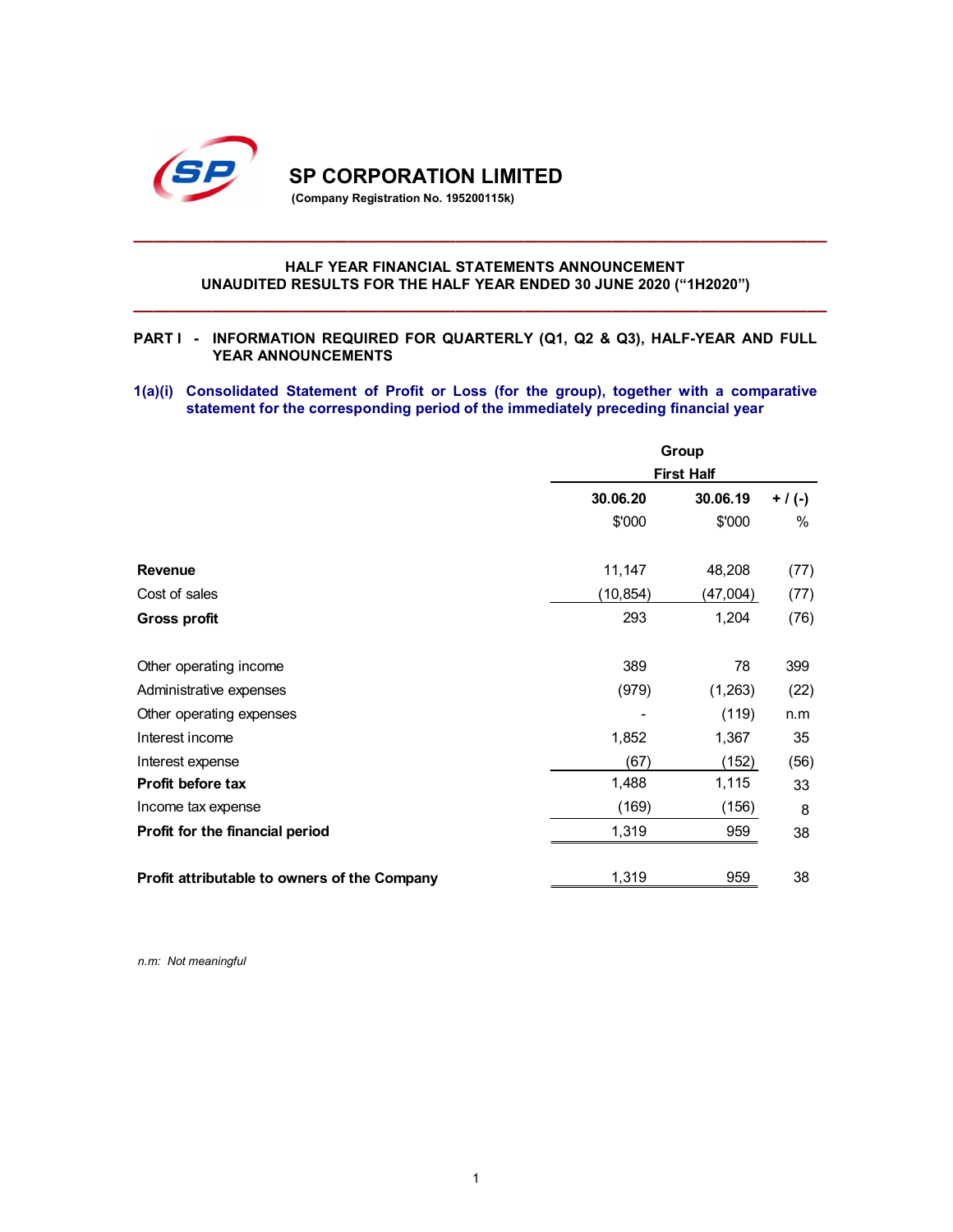# SP CORPORATION LIMITED

**(Company Registration No. 195200115k)**

**HALF YEAR FINANCIAL STATEMENTS ANNOUNCEMENT**
**UNAUDITED RESULTS FOR THE HALF YEAR ENDED 30 JUNE 2020 ("1H2020")**

**PART I - INFORMATION REQUIRED FOR QUARTERLY (Q1, Q2 & Q3), HALF-YEAR AND FULL YEAR ANNOUNCEMENTS**

### 1(a)(i) Consolidated Statement of Profit or Loss (for the group), together with a comparative statement for the corresponding period of the immediately preceding financial year

| | Group | | |
|---|---|---|---|
| | First Half | | |
| | 30.06.20 | 30.06.19 | + / (-) |
| | $'000 | $'000 | % |
| **Revenue** | 11,147 | 48,208 | (77) |
| Cost of sales | (10,854) | (47,004) | (77) |
| **Gross profit** | 293 | 1,204 | (76) |
| | | | |
| Other operating income | 389 | 78 | 399 |
| Administrative expenses | (979) | (1,263) | (22) |
| Other operating expenses | - | (119) | n.m |
| Interest income | 1,852 | 1,367 | 35 |
| Interest expense | (67) | (152) | (56) |
| **Profit before tax** | 1,488 | 1,115 | 33 |
| Income tax expense | (169) | (156) | 8 |
| **Profit for the financial period** | 1,319 | 959 | 38 |
| | | | |
| **Profit attributable to owners of the Company** | 1,319 | 959 | 38 |

*n.m: Not meaningful*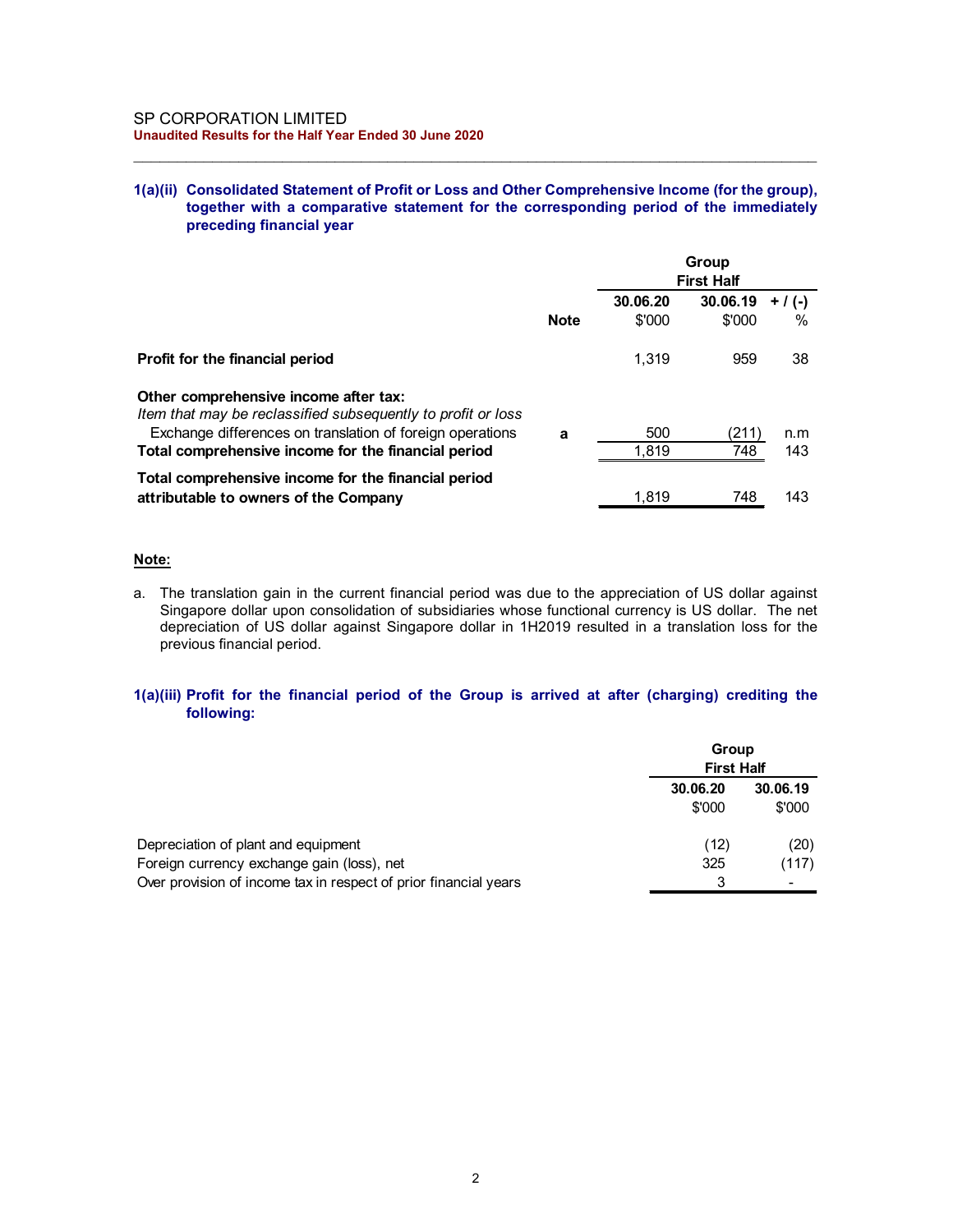SP CORPORATION LIMITED
**Unaudited Results for the Half Year Ended 30 June 2020**

### 1(a)(ii) Consolidated Statement of Profit or Loss and Other Comprehensive Income (for the group), together with a comparative statement for the corresponding period of the immediately preceding financial year

| | Note | Group First Half 30.06.20 $'000 | Group First Half 30.06.19 $'000 | + / (-) % |
|---|---|---|---|---|
| **Profit for the financial period** | | 1,319 | 959 | 38 |
| **Other comprehensive income after tax:** | | | | |
| *Item that may be reclassified subsequently to profit or loss* | | | | |
| Exchange differences on translation of foreign operations | **a** | 500 | (211) | n.m |
| **Total comprehensive income for the financial period** | | 1,819 | 748 | 143 |
| **Total comprehensive income for the financial period attributable to owners of the Company** | | 1,819 | 748 | 143 |

**Note:**

a. The translation gain in the current financial period was due to the appreciation of US dollar against Singapore dollar upon consolidation of subsidiaries whose functional currency is US dollar. The net depreciation of US dollar against Singapore dollar in 1H2019 resulted in a translation loss for the previous financial period.

### 1(a)(iii) Profit for the financial period of the Group is arrived at after (charging) crediting the following:

| | Group First Half 30.06.20 $'000 | Group First Half 30.06.19 $'000 |
|---|---|---|
| Depreciation of plant and equipment | (12) | (20) |
| Foreign currency exchange gain (loss), net | 325 | (117) |
| Over provision of income tax in respect of prior financial years | 3 | - |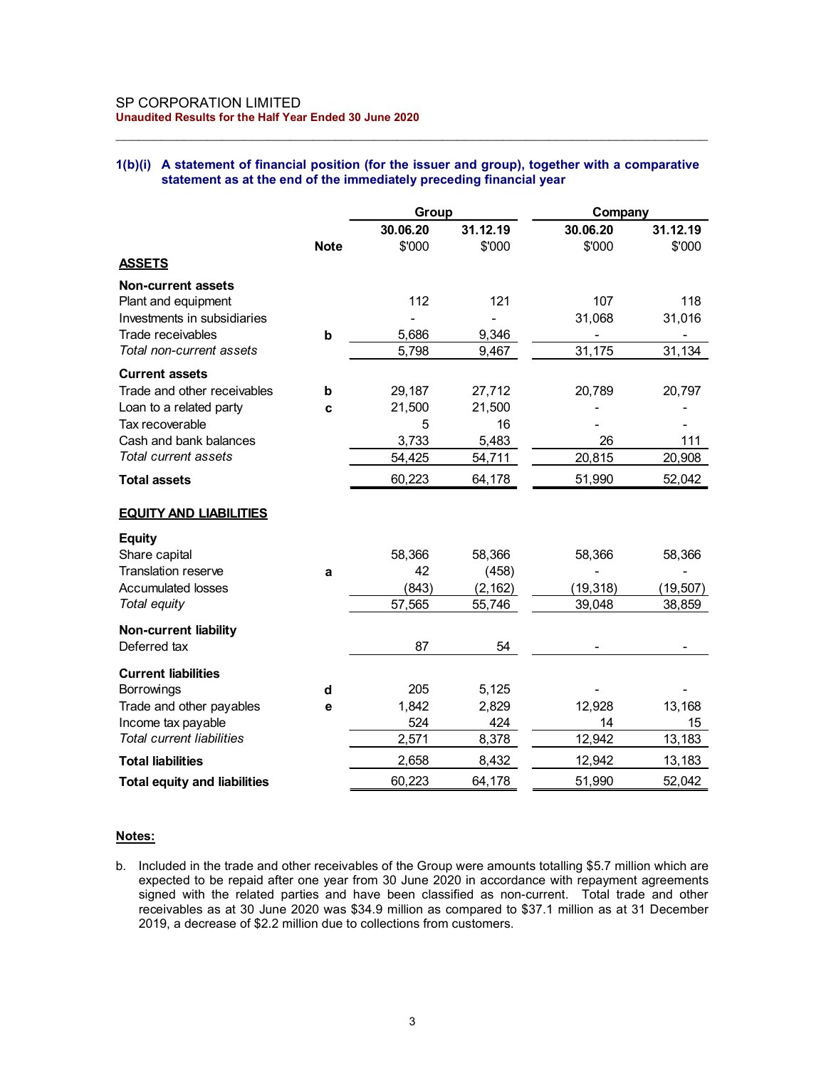SP CORPORATION LIMITED
**Unaudited Results for the Half Year Ended 30 June 2020**

### 1(b)(i) A statement of financial position (for the issuer and group), together with a comparative statement as at the end of the immediately preceding financial year

| | Note | Group | | Company | |
|---|---|---|---|---|---|
| | | **30.06.20** | **31.12.19** | **30.06.20** | **31.12.19** |
| | | $'000 | $'000 | $'000 | $'000 |
| **ASSETS** | | | | | |
| **Non-current assets** | | | | | |
| Plant and equipment | | 112 | 121 | 107 | 118 |
| Investments in subsidiaries | | - | - | 31,068 | 31,016 |
| Trade receivables | b | 5,686 | 9,346 | - | - |
| *Total non-current assets* | | 5,798 | 9,467 | 31,175 | 31,134 |
| **Current assets** | | | | | |
| Trade and other receivables | b | 29,187 | 27,712 | 20,789 | 20,797 |
| Loan to a related party | c | 21,500 | 21,500 | - | - |
| Tax recoverable | | 5 | 16 | - | - |
| Cash and bank balances | | 3,733 | 5,483 | 26 | 111 |
| *Total current assets* | | 54,425 | 54,711 | 20,815 | 20,908 |
| **Total assets** | | 60,223 | 64,178 | 51,990 | 52,042 |
| **EQUITY AND LIABILITIES** | | | | | |
| **Equity** | | | | | |
| Share capital | | 58,366 | 58,366 | 58,366 | 58,366 |
| Translation reserve | a | 42 | (458) | - | - |
| Accumulated losses | | (843) | (2,162) | (19,318) | (19,507) |
| *Total equity* | | 57,565 | 55,746 | 39,048 | 38,859 |
| **Non-current liability** | | | | | |
| Deferred tax | | 87 | 54 | - | - |
| **Current liabilities** | | | | | |
| Borrowings | d | 205 | 5,125 | - | - |
| Trade and other payables | e | 1,842 | 2,829 | 12,928 | 13,168 |
| Income tax payable | | 524 | 424 | 14 | 15 |
| *Total current liabilities* | | 2,571 | 8,378 | 12,942 | 13,183 |
| **Total liabilities** | | 2,658 | 8,432 | 12,942 | 13,183 |
| **Total equity and liabilities** | | 60,223 | 64,178 | 51,990 | 52,042 |

**Notes:**

b. Included in the trade and other receivables of the Group were amounts totalling $5.7 million which are expected to be repaid after one year from 30 June 2020 in accordance with repayment agreements signed with the related parties and have been classified as non-current. Total trade and other receivables as at 30 June 2020 was $34.9 million as compared to $37.1 million as at 31 December 2019, a decrease of $2.2 million due to collections from customers.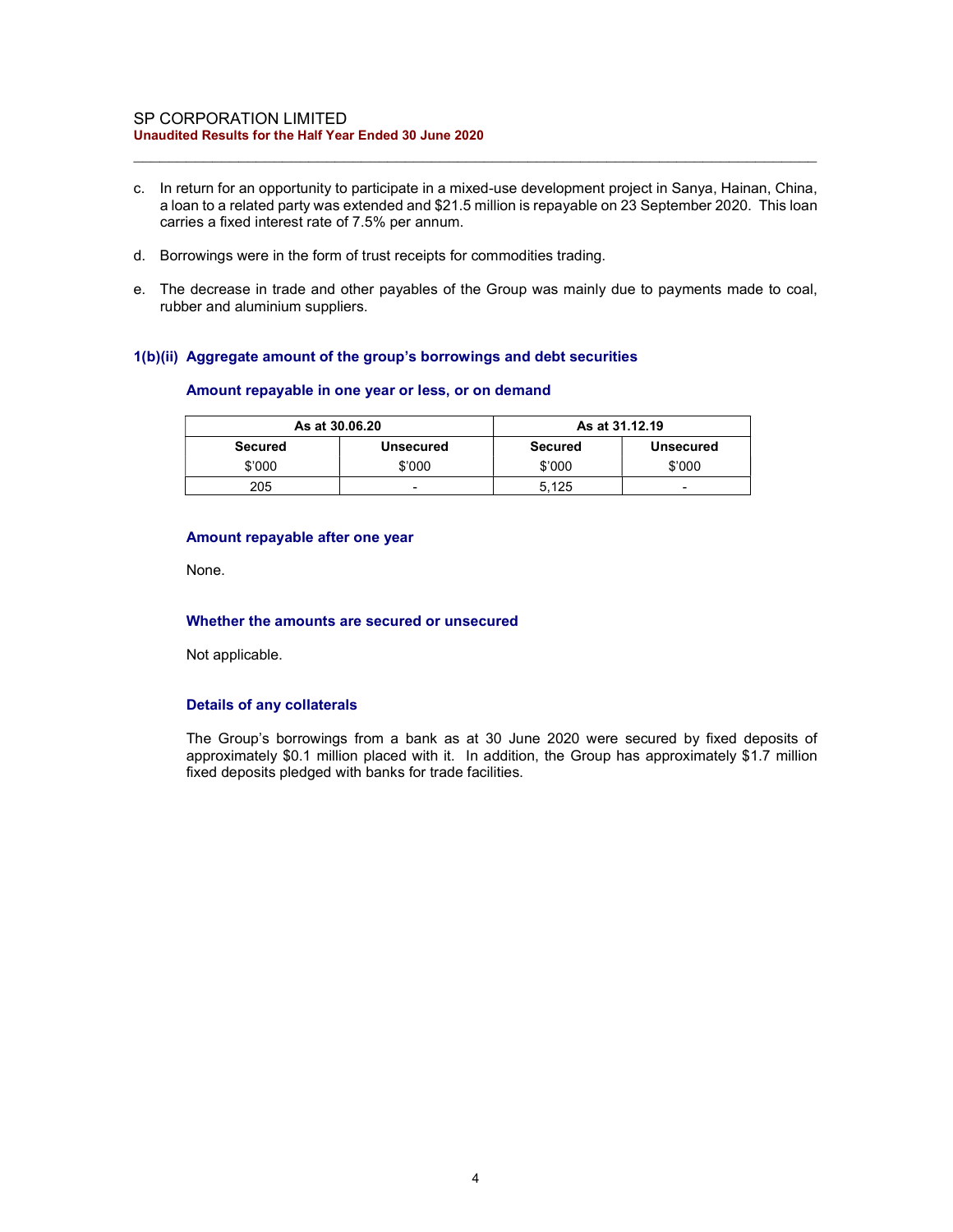c. In return for an opportunity to participate in a mixed-use development project in Sanya, Hainan, China, a loan to a related party was extended and $21.5 million is repayable on 23 September 2020. This loan carries a fixed interest rate of 7.5% per annum.

d. Borrowings were in the form of trust receipts for commodities trading.

e. The decrease in trade and other payables of the Group was mainly due to payments made to coal, rubber and aluminium suppliers.

### 1(b)(ii) Aggregate amount of the group's borrowings and debt securities

#### Amount repayable in one year or less, or on demand

| As at 30.06.20 | | As at 31.12.19 | |
|---|---|---|---|
| Secured | Unsecured | Secured | Unsecured |
| $'000 | $'000 | $'000 | $'000 |
| 205 | - | 5,125 | - |

#### Amount repayable after one year

None.

#### Whether the amounts are secured or unsecured

Not applicable.

#### Details of any collaterals

The Group's borrowings from a bank as at 30 June 2020 were secured by fixed deposits of approximately $0.1 million placed with it. In addition, the Group has approximately $1.7 million fixed deposits pledged with banks for trade facilities.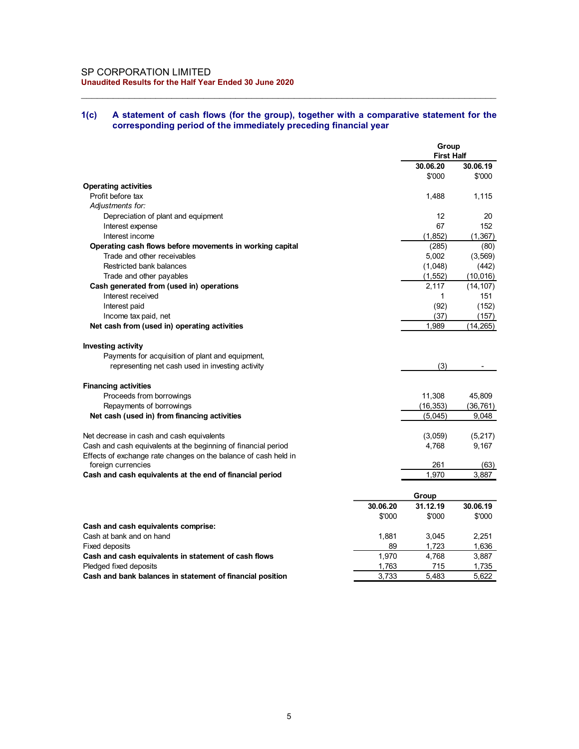SP CORPORATION LIMITED
**Unaudited Results for the Half Year Ended 30 June 2020**

## 1(c) A statement of cash flows (for the group), together with a comparative statement for the corresponding period of the immediately preceding financial year

| | Group First Half | |
|---|---|---|
| | **30.06.20** | **30.06.19** |
| | $'000 | $'000 |
| **Operating activities** | | |
| Profit before tax | 1,488 | 1,115 |
| *Adjustments for:* | | |
| Depreciation of plant and equipment | 12 | 20 |
| Interest expense | 67 | 152 |
| Interest income | (1,852) | (1,367) |
| **Operating cash flows before movements in working capital** | (285) | (80) |
| Trade and other receivables | 5,002 | (3,569) |
| Restricted bank balances | (1,048) | (442) |
| Trade and other payables | (1,552) | (10,016) |
| **Cash generated from (used in) operations** | 2,117 | (14,107) |
| Interest received | 1 | 151 |
| Interest paid | (92) | (152) |
| Income tax paid, net | (37) | (157) |
| **Net cash from (used in) operating activities** | 1,989 | (14,265) |
| | | |
| **Investing activity** | | |
| Payments for acquisition of plant and equipment, representing net cash used in investing activity | (3) | - |
| | | |
| **Financing activities** | | |
| Proceeds from borrowings | 11,308 | 45,809 |
| Repayments of borrowings | (16,353) | (36,761) |
| **Net cash (used in) from financing activities** | (5,045) | 9,048 |
| | | |
| Net decrease in cash and cash equivalents | (3,059) | (5,217) |
| Cash and cash equivalents at the beginning of financial period | 4,768 | 9,167 |
| Effects of exchange rate changes on the balance of cash held in foreign currencies | 261 | (63) |
| **Cash and cash equivalents at the end of financial period** | 1,970 | 3,887 |

| | Group | | |
|---|---|---|---|
| | **30.06.20** | **31.12.19** | **30.06.19** |
| | $'000 | $'000 | $'000 |
| **Cash and cash equivalents comprise:** | | | |
| Cash at bank and on hand | 1,881 | 3,045 | 2,251 |
| Fixed deposits | 89 | 1,723 | 1,636 |
| **Cash and cash equivalents in statement of cash flows** | 1,970 | 4,768 | 3,887 |
| Pledged fixed deposits | 1,763 | 715 | 1,735 |
| **Cash and bank balances in statement of financial position** | 3,733 | 5,483 | 5,622 |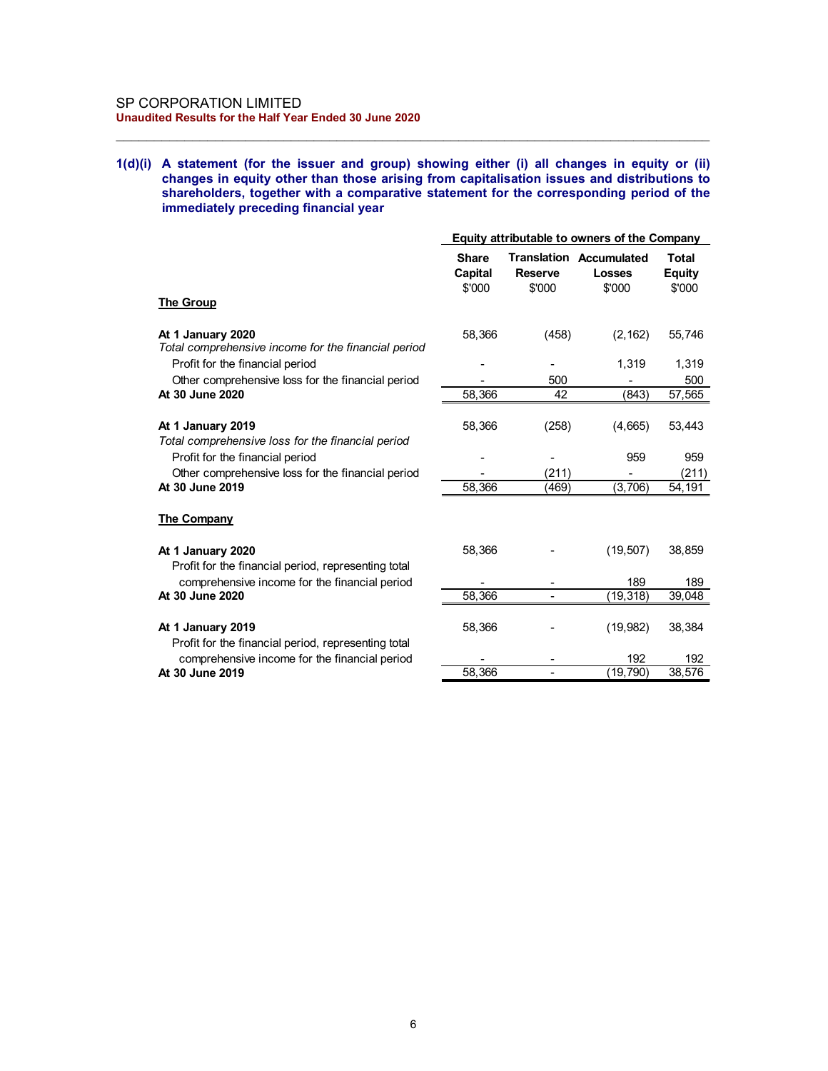SP CORPORATION LIMITED
**Unaudited Results for the Half Year Ended 30 June 2020**

**1(d)(i) A statement (for the issuer and group) showing either (i) all changes in equity or (ii) changes in equity other than those arising from capitalisation issues and distributions to shareholders, together with a comparative statement for the corresponding period of the immediately preceding financial year**

| | Equity attributable to owners of the Company | | | |
|---|---|---|---|---|
| | **Share Capital** $'000 | **Translation Reserve** $'000 | **Accumulated Losses** $'000 | **Total Equity** $'000 |
| **The Group** | | | | |
| **At 1 January 2020** | 58,366 | (458) | (2,162) | 55,746 |
| *Total comprehensive income for the financial period* | | | | |
| Profit for the financial period | - | - | 1,319 | 1,319 |
| Other comprehensive loss for the financial period | - | 500 | - | 500 |
| **At 30 June 2020** | 58,366 | 42 | (843) | 57,565 |
| **At 1 January 2019** | 58,366 | (258) | (4,665) | 53,443 |
| *Total comprehensive loss for the financial period* | | | | |
| Profit for the financial period | - | - | 959 | 959 |
| Other comprehensive loss for the financial period | - | (211) | - | (211) |
| **At 30 June 2019** | 58,366 | (469) | (3,706) | 54,191 |
| **The Company** | | | | |
| **At 1 January 2020** | 58,366 | - | (19,507) | 38,859 |
| Profit for the financial period, representing total comprehensive income for the financial period | - | - | 189 | 189 |
| **At 30 June 2020** | 58,366 | - | (19,318) | 39,048 |
| **At 1 January 2019** | 58,366 | - | (19,982) | 38,384 |
| Profit for the financial period, representing total comprehensive income for the financial period | - | - | 192 | 192 |
| **At 30 June 2019** | 58,366 | - | (19,790) | 38,576 |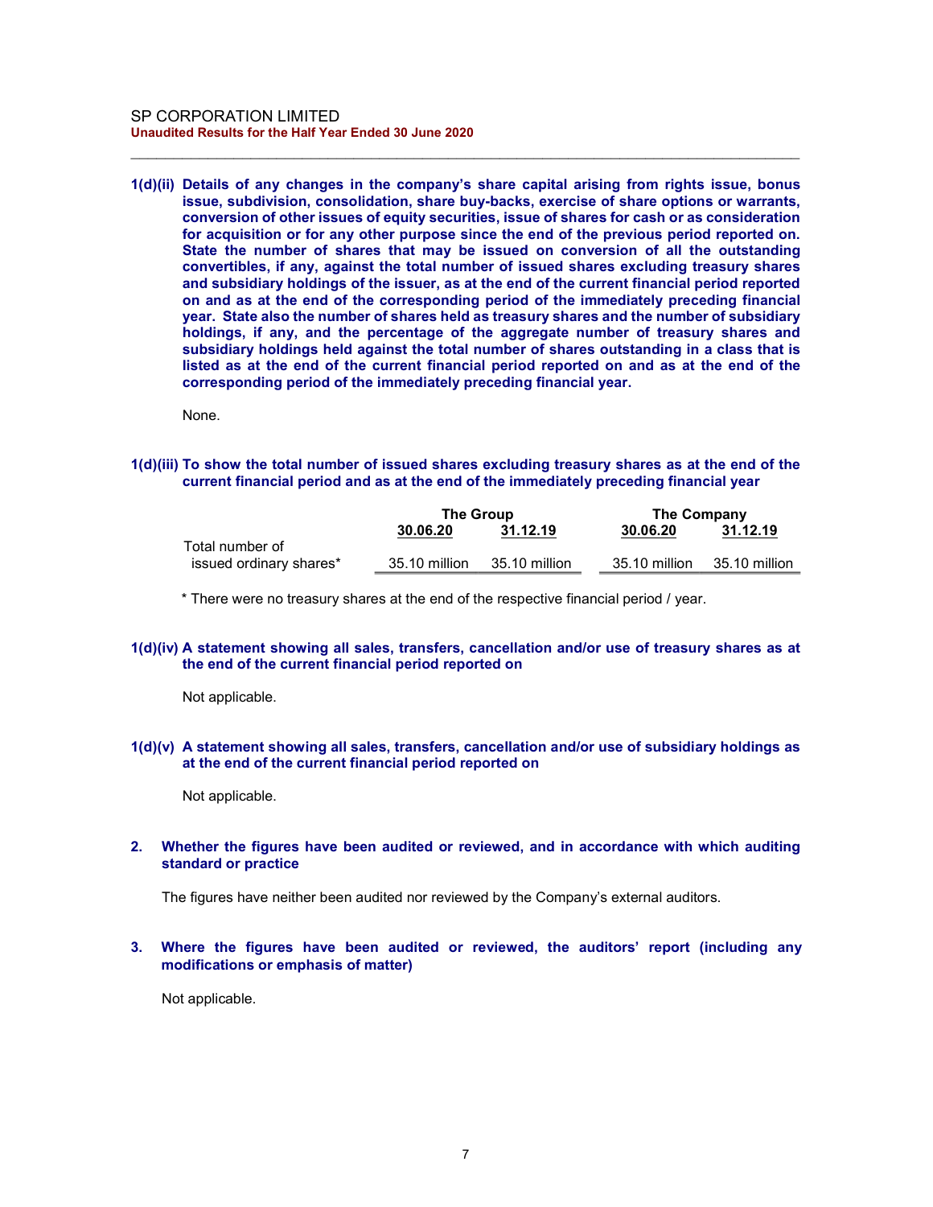**1(d)(ii) Details of any changes in the company's share capital arising from rights issue, bonus issue, subdivision, consolidation, share buy-backs, exercise of share options or warrants, conversion of other issues of equity securities, issue of shares for cash or as consideration for acquisition or for any other purpose since the end of the previous period reported on. State the number of shares that may be issued on conversion of all the outstanding convertibles, if any, against the total number of issued shares excluding treasury shares and subsidiary holdings of the issuer, as at the end of the current financial period reported on and as at the end of the corresponding period of the immediately preceding financial year. State also the number of shares held as treasury shares and the number of subsidiary holdings, if any, and the percentage of the aggregate number of treasury shares and subsidiary holdings held against the total number of shares outstanding in a class that is listed as at the end of the current financial period reported on and as at the end of the corresponding period of the immediately preceding financial year.**

None.

**1(d)(iii) To show the total number of issued shares excluding treasury shares as at the end of the current financial period and as at the end of the immediately preceding financial year**

| | The Group | | The Company | |
|---|---|---|---|---|
| | 30.06.20 | 31.12.19 | 30.06.20 | 31.12.19 |
| Total number of issued ordinary shares* | 35.10 million | 35.10 million | 35.10 million | 35.10 million |

\* There were no treasury shares at the end of the respective financial period / year.

**1(d)(iv) A statement showing all sales, transfers, cancellation and/or use of treasury shares as at the end of the current financial period reported on**

Not applicable.

**1(d)(v) A statement showing all sales, transfers, cancellation and/or use of subsidiary holdings as at the end of the current financial period reported on**

Not applicable.

**2. Whether the figures have been audited or reviewed, and in accordance with which auditing standard or practice**

The figures have neither been audited nor reviewed by the Company's external auditors.

**3. Where the figures have been audited or reviewed, the auditors' report (including any modifications or emphasis of matter)**

Not applicable.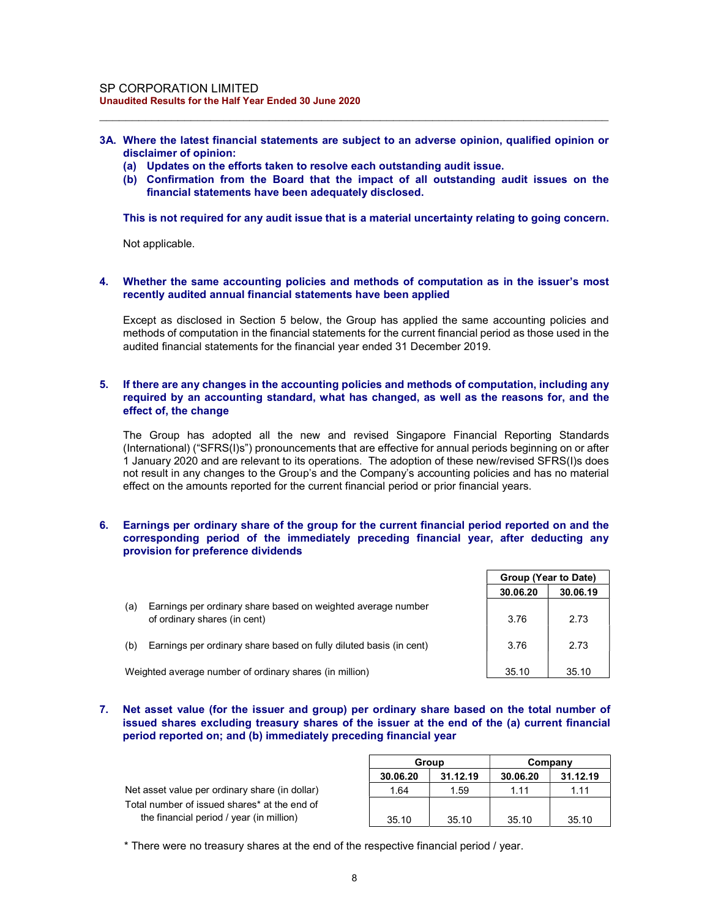**3A. Where the latest financial statements are subject to an adverse opinion, qualified opinion or disclaimer of opinion:**
**(a) Updates on the efforts taken to resolve each outstanding audit issue.**
**(b) Confirmation from the Board that the impact of all outstanding audit issues on the financial statements have been adequately disclosed.**

**This is not required for any audit issue that is a material uncertainty relating to going concern.**

Not applicable.

**4. Whether the same accounting policies and methods of computation as in the issuer's most recently audited annual financial statements have been applied**

Except as disclosed in Section 5 below, the Group has applied the same accounting policies and methods of computation in the financial statements for the current financial period as those used in the audited financial statements for the financial year ended 31 December 2019.

**5. If there are any changes in the accounting policies and methods of computation, including any required by an accounting standard, what has changed, as well as the reasons for, and the effect of, the change**

The Group has adopted all the new and revised Singapore Financial Reporting Standards (International) ("SFRS(I)s") pronouncements that are effective for annual periods beginning on or after 1 January 2020 and are relevant to its operations. The adoption of these new/revised SFRS(I)s does not result in any changes to the Group's and the Company's accounting policies and has no material effect on the amounts reported for the current financial period or prior financial years.

**6. Earnings per ordinary share of the group for the current financial period reported on and the corresponding period of the immediately preceding financial year, after deducting any provision for preference dividends**

| | Group (Year to Date) | |
|---|---|---|
| | 30.06.20 | 30.06.19 |
| (a) Earnings per ordinary share based on weighted average number of ordinary shares (in cent) | 3.76 | 2.73 |
| (b) Earnings per ordinary share based on fully diluted basis (in cent) | 3.76 | 2.73 |
| Weighted average number of ordinary shares (in million) | 35.10 | 35.10 |

**7. Net asset value (for the issuer and group) per ordinary share based on the total number of issued shares excluding treasury shares of the issuer at the end of the (a) current financial period reported on; and (b) immediately preceding financial year**

| | Group | | Company | |
|---|---|---|---|---|
| | 30.06.20 | 31.12.19 | 30.06.20 | 31.12.19 |
| Net asset value per ordinary share (in dollar) | 1.64 | 1.59 | 1.11 | 1.11 |
| Total number of issued shares* at the end of the financial period / year (in million) | 35.10 | 35.10 | 35.10 | 35.10 |

* There were no treasury shares at the end of the respective financial period / year.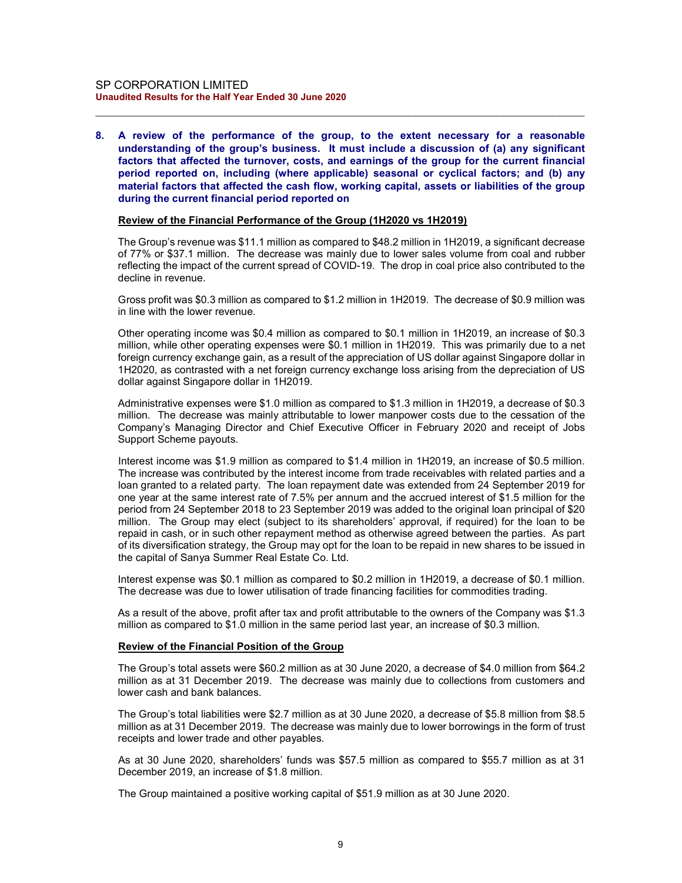**8. A review of the performance of the group, to the extent necessary for a reasonable understanding of the group's business. It must include a discussion of (a) any significant factors that affected the turnover, costs, and earnings of the group for the current financial period reported on, including (where applicable) seasonal or cyclical factors; and (b) any material factors that affected the cash flow, working capital, assets or liabilities of the group during the current financial period reported on**

**Review of the Financial Performance of the Group (1H2020 vs 1H2019)**

The Group's revenue was \$11.1 million as compared to \$48.2 million in 1H2019, a significant decrease of 77% or \$37.1 million. The decrease was mainly due to lower sales volume from coal and rubber reflecting the impact of the current spread of COVID-19. The drop in coal price also contributed to the decline in revenue.

Gross profit was \$0.3 million as compared to \$1.2 million in 1H2019. The decrease of \$0.9 million was in line with the lower revenue.

Other operating income was \$0.4 million as compared to \$0.1 million in 1H2019, an increase of \$0.3 million, while other operating expenses were \$0.1 million in 1H2019. This was primarily due to a net foreign currency exchange gain, as a result of the appreciation of US dollar against Singapore dollar in 1H2020, as contrasted with a net foreign currency exchange loss arising from the depreciation of US dollar against Singapore dollar in 1H2019.

Administrative expenses were \$1.0 million as compared to \$1.3 million in 1H2019, a decrease of \$0.3 million. The decrease was mainly attributable to lower manpower costs due to the cessation of the Company's Managing Director and Chief Executive Officer in February 2020 and receipt of Jobs Support Scheme payouts.

Interest income was \$1.9 million as compared to \$1.4 million in 1H2019, an increase of \$0.5 million. The increase was contributed by the interest income from trade receivables with related parties and a loan granted to a related party. The loan repayment date was extended from 24 September 2019 for one year at the same interest rate of 7.5% per annum and the accrued interest of \$1.5 million for the period from 24 September 2018 to 23 September 2019 was added to the original loan principal of \$20 million. The Group may elect (subject to its shareholders' approval, if required) for the loan to be repaid in cash, or in such other repayment method as otherwise agreed between the parties. As part of its diversification strategy, the Group may opt for the loan to be repaid in new shares to be issued in the capital of Sanya Summer Real Estate Co. Ltd.

Interest expense was \$0.1 million as compared to \$0.2 million in 1H2019, a decrease of \$0.1 million. The decrease was due to lower utilisation of trade financing facilities for commodities trading.

As a result of the above, profit after tax and profit attributable to the owners of the Company was \$1.3 million as compared to \$1.0 million in the same period last year, an increase of \$0.3 million.

**Review of the Financial Position of the Group**

The Group's total assets were \$60.2 million as at 30 June 2020, a decrease of \$4.0 million from \$64.2 million as at 31 December 2019. The decrease was mainly due to collections from customers and lower cash and bank balances.

The Group's total liabilities were \$2.7 million as at 30 June 2020, a decrease of \$5.8 million from \$8.5 million as at 31 December 2019. The decrease was mainly due to lower borrowings in the form of trust receipts and lower trade and other payables.

As at 30 June 2020, shareholders' funds was \$57.5 million as compared to \$55.7 million as at 31 December 2019, an increase of \$1.8 million.

The Group maintained a positive working capital of \$51.9 million as at 30 June 2020.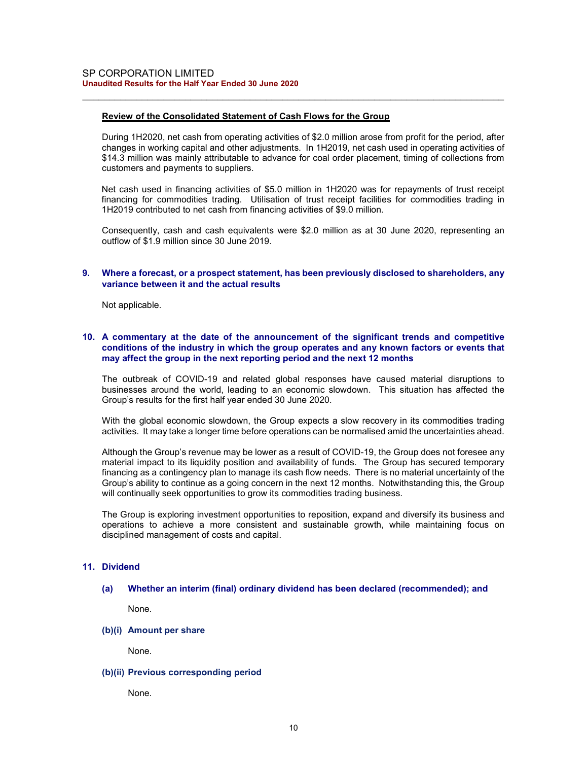**Review of the Consolidated Statement of Cash Flows for the Group**

During 1H2020, net cash from operating activities of $2.0 million arose from profit for the period, after changes in working capital and other adjustments. In 1H2019, net cash used in operating activities of $14.3 million was mainly attributable to advance for coal order placement, timing of collections from customers and payments to suppliers.

Net cash used in financing activities of $5.0 million in 1H2020 was for repayments of trust receipt financing for commodities trading. Utilisation of trust receipt facilities for commodities trading in 1H2019 contributed to net cash from financing activities of $9.0 million.

Consequently, cash and cash equivalents were $2.0 million as at 30 June 2020, representing an outflow of $1.9 million since 30 June 2019.

## 9. Where a forecast, or a prospect statement, has been previously disclosed to shareholders, any variance between it and the actual results

Not applicable.

## 10. A commentary at the date of the announcement of the significant trends and competitive conditions of the industry in which the group operates and any known factors or events that may affect the group in the next reporting period and the next 12 months

The outbreak of COVID-19 and related global responses have caused material disruptions to businesses around the world, leading to an economic slowdown. This situation has affected the Group's results for the first half year ended 30 June 2020.

With the global economic slowdown, the Group expects a slow recovery in its commodities trading activities. It may take a longer time before operations can be normalised amid the uncertainties ahead.

Although the Group's revenue may be lower as a result of COVID-19, the Group does not foresee any material impact to its liquidity position and availability of funds. The Group has secured temporary financing as a contingency plan to manage its cash flow needs. There is no material uncertainty of the Group's ability to continue as a going concern in the next 12 months. Notwithstanding this, the Group will continually seek opportunities to grow its commodities trading business.

The Group is exploring investment opportunities to reposition, expand and diversify its business and operations to achieve a more consistent and sustainable growth, while maintaining focus on disciplined management of costs and capital.

## 11. Dividend

### (a) Whether an interim (final) ordinary dividend has been declared (recommended); and

None.

### (b)(i) Amount per share

None.

### (b)(ii) Previous corresponding period

None.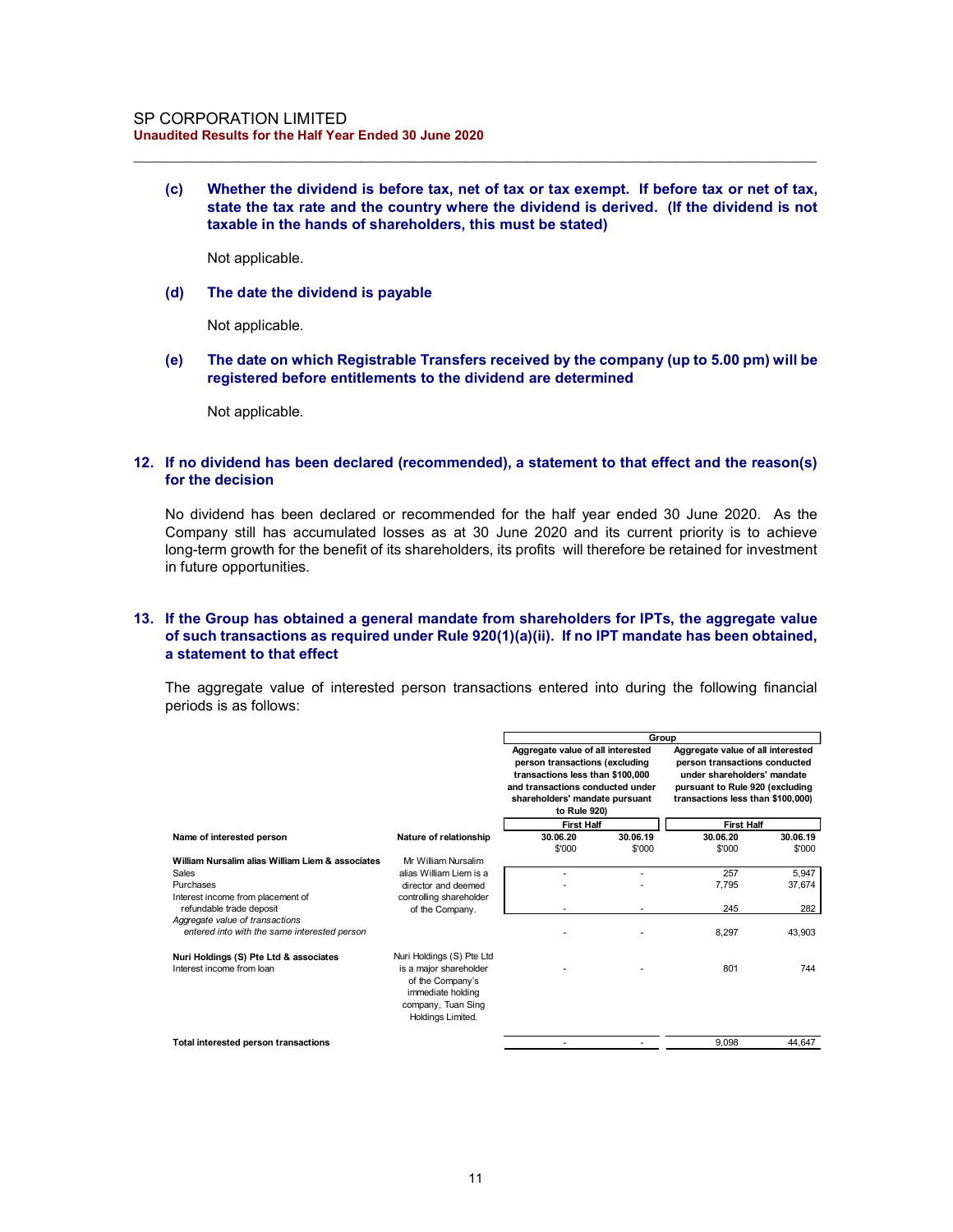(c) **Whether the dividend is before tax, net of tax or tax exempt. If before tax or net of tax, state the tax rate and the country where the dividend is derived. (If the dividend is not taxable in the hands of shareholders, this must be stated)**

Not applicable.

(d) **The date the dividend is payable**

Not applicable.

(e) **The date on which Registrable Transfers received by the company (up to 5.00 pm) will be registered before entitlements to the dividend are determined**

Not applicable.

## 12. If no dividend has been declared (recommended), a statement to that effect and the reason(s) for the decision

No dividend has been declared or recommended for the half year ended 30 June 2020. As the Company still has accumulated losses as at 30 June 2020 and its current priority is to achieve long-term growth for the benefit of its shareholders, its profits will therefore be retained for investment in future opportunities.

## 13. If the Group has obtained a general mandate from shareholders for IPTs, the aggregate value of such transactions as required under Rule 920(1)(a)(ii). If no IPT mandate has been obtained, a statement to that effect

The aggregate value of interested person transactions entered into during the following financial periods is as follows:

| | | Group | | | |
|---|---|---|---|---|---|
| | | Aggregate value of all interested person transactions (excluding transactions less than $100,000 and transactions conducted under shareholders' mandate pursuant to Rule 920) | | Aggregate value of all interested person transactions conducted under shareholders' mandate pursuant to Rule 920 (excluding transactions less than $100,000) | |
| | | First Half | | First Half | |
| **Name of interested person** | **Nature of relationship** | **30.06.20** $'000 | **30.06.19** $'000 | **30.06.20** $'000 | **30.06.19** $'000 |
| **William Nursalim alias William Liem & associates** | Mr William Nursalim alias William Liem is a director and deemed controlling shareholder of the Company. | | | | |
| Sales | | - | - | 257 | 5,947 |
| Purchases | | - | - | 7,795 | 37,674 |
| Interest income from placement of refundable trade deposit | | - | - | 245 | 282 |
| *Aggregate value of transactions entered into with the same interested person* | | - | - | 8,297 | 43,903 |
| **Nuri Holdings (S) Pte Ltd & associates** | Nuri Holdings (S) Pte Ltd is a major shareholder of the Company's immediate holding company, Tuan Sing Holdings Limited. | | | | |
| Interest income from loan | | - | - | 801 | 744 |
| **Total interested person transactions** | | - | - | 9,098 | 44,647 |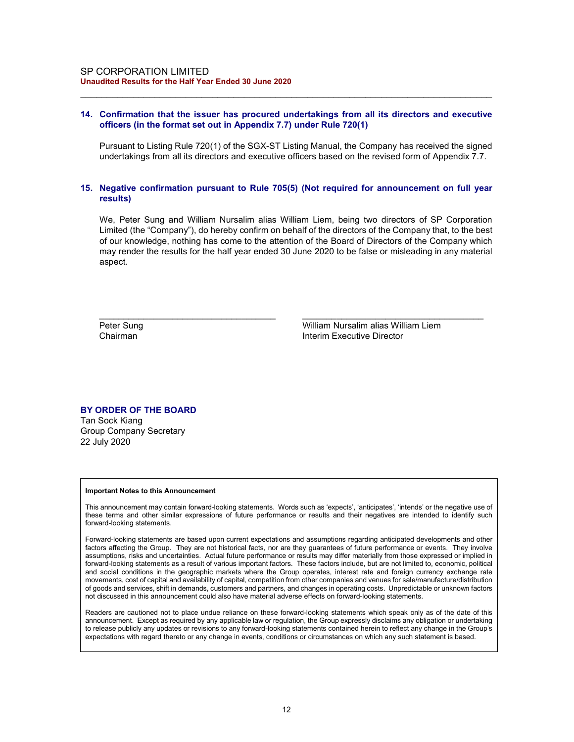## 14. Confirmation that the issuer has procured undertakings from all its directors and executive officers (in the format set out in Appendix 7.7) under Rule 720(1)

Pursuant to Listing Rule 720(1) of the SGX-ST Listing Manual, the Company has received the signed undertakings from all its directors and executive officers based on the revised form of Appendix 7.7.

## 15. Negative confirmation pursuant to Rule 705(5) (Not required for announcement on full year results)

We, Peter Sung and William Nursalim alias William Liem, being two directors of SP Corporation Limited (the "Company"), do hereby confirm on behalf of the directors of the Company that, to the best of our knowledge, nothing has come to the attention of the Board of Directors of the Company which may render the results for the half year ended 30 June 2020 to be false or misleading in any material aspect.

Peter Sung
Chairman

William Nursalim alias William Liem
Interim Executive Director

**BY ORDER OF THE BOARD**
Tan Sock Kiang
Group Company Secretary
22 July 2020

**Important Notes to this Announcement**

This announcement may contain forward-looking statements. Words such as 'expects', 'anticipates', 'intends' or the negative use of these terms and other similar expressions of future performance or results and their negatives are intended to identify such forward-looking statements.

Forward-looking statements are based upon current expectations and assumptions regarding anticipated developments and other factors affecting the Group. They are not historical facts, nor are they guarantees of future performance or events. They involve assumptions, risks and uncertainties. Actual future performance or results may differ materially from those expressed or implied in forward-looking statements as a result of various important factors. These factors include, but are not limited to, economic, political and social conditions in the geographic markets where the Group operates, interest rate and foreign currency exchange rate movements, cost of capital and availability of capital, competition from other companies and venues for sale/manufacture/distribution of goods and services, shift in demands, customers and partners, and changes in operating costs. Unpredictable or unknown factors not discussed in this announcement could also have material adverse effects on forward-looking statements.

Readers are cautioned not to place undue reliance on these forward-looking statements which speak only as of the date of this announcement. Except as required by any applicable law or regulation, the Group expressly disclaims any obligation or undertaking to release publicly any updates or revisions to any forward-looking statements contained herein to reflect any change in the Group's expectations with regard thereto or any change in events, conditions or circumstances on which any such statement is based.